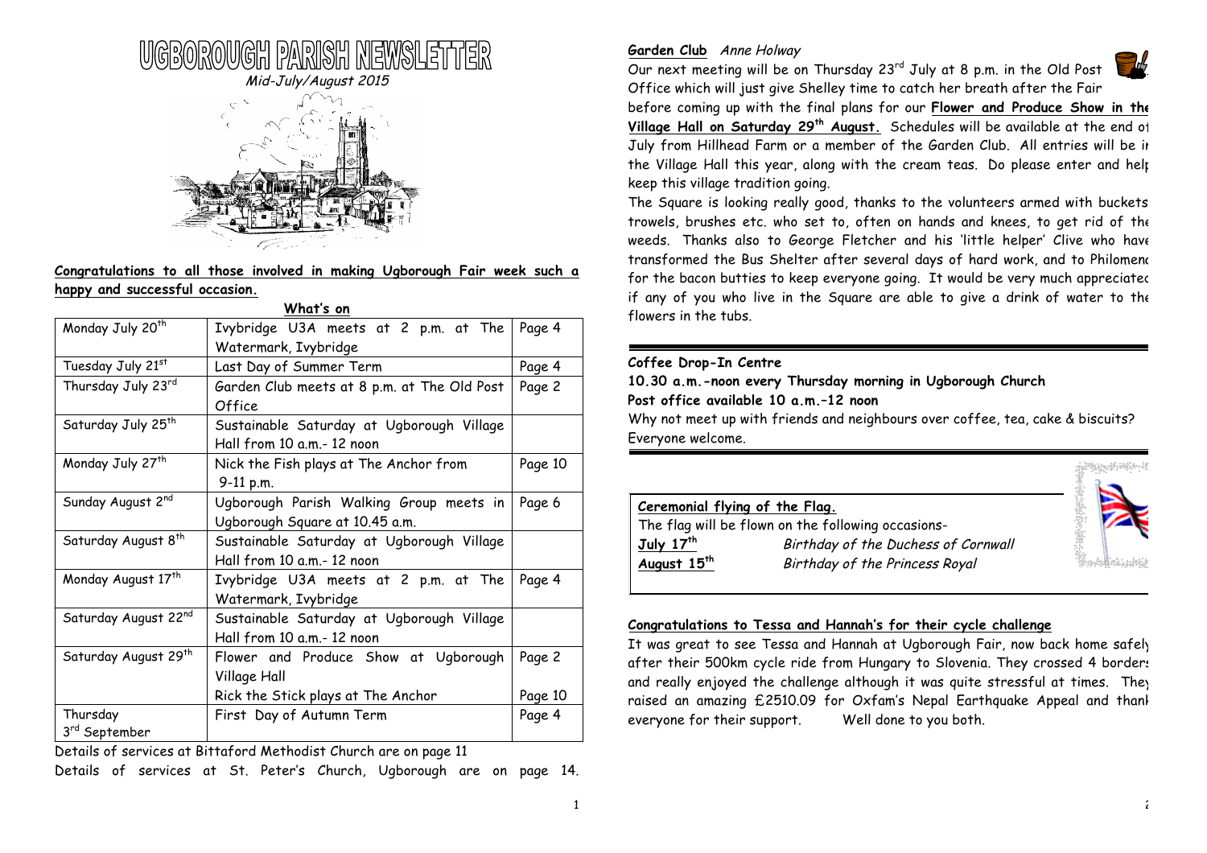# UGBOROUGH PARISH NEWSLETTER

*Mid-July/August 2015*

**Congratulations to all those involved in making Ugborough Fair week such a happy and successful occasion.**

**What's on**

| Date | Event | Page |
|---|---|---|
| Monday July 20th | Ivybridge U3A meets at 2 p.m. at The Watermark, Ivybridge | Page 4 |
| Tuesday July 21st | Last Day of Summer Term | Page 4 |
| Thursday July 23rd | Garden Club meets at 8 p.m. at The Old Post Office | Page 2 |
| Saturday July 25th | Sustainable Saturday at Ugborough Village Hall from 10 a.m.- 12 noon | |
| Monday July 27th | Nick the Fish plays at The Anchor from 9-11 p.m. | Page 10 |
| Sunday August 2nd | Ugborough Parish Walking Group meets in Ugborough Square at 10.45 a.m. | Page 6 |
| Saturday August 8th | Sustainable Saturday at Ugborough Village Hall from 10 a.m.- 12 noon | |
| Monday August 17th | Ivybridge U3A meets at 2 p.m. at The Watermark, Ivybridge | Page 4 |
| Saturday August 22nd | Sustainable Saturday at Ugborough Village Hall from 10 a.m.- 12 noon | |
| Saturday August 29th | Flower and Produce Show at Ugborough Village Hall<br>Rick the Stick plays at The Anchor | Page 2<br>Page 10 |
| Thursday 3rd September | First Day of Autumn Term | Page 4 |

Details of services at Bittaford Methodist Church are on page 11

Details of services at St. Peter's Church, Ugborough are on page 14.

## Garden Club *Anne Holway*

Our next meeting will be on Thursday 23rd July at 8 p.m. in the Old Post Office which will just give Shelley time to catch her breath after the Fair before coming up with the final plans for our **Flower and Produce Show in the Village Hall on Saturday 29th August.** Schedules will be available at the end of July from Hillhead Farm or a member of the Garden Club. All entries will be in the Village Hall this year, along with the cream teas. Do please enter and help keep this village tradition going.

The Square is looking really good, thanks to the volunteers armed with buckets trowels, brushes etc. who set to, often on hands and knees, to get rid of the weeds. Thanks also to George Fletcher and his 'little helper' Clive who have transformed the Bus Shelter after several days of hard work, and to Philomena for the bacon butties to keep everyone going. It would be very much appreciated if any of you who live in the Square are able to give a drink of water to the flowers in the tubs.

## Coffee Drop-In Centre

**10.30 a.m.-noon every Thursday morning in Ugborough Church**

**Post office available 10 a.m.–12 noon**

Why not meet up with friends and neighbours over coffee, tea, cake & biscuits? Everyone welcome.

## Ceremonial flying of the Flag.

The flag will be flown on the following occasions-

**July 17th** *Birthday of the Duchess of Cornwall*

**August 15th** *Birthday of the Princess Royal*

## Congratulations to Tessa and Hannah's for their cycle challenge

It was great to see Tessa and Hannah at Ugborough Fair, now back home safely after their 500km cycle ride from Hungary to Slovenia. They crossed 4 borders and really enjoyed the challenge although it was quite stressful at times. They raised an amazing £2510.09 for Oxfam's Nepal Earthquake Appeal and thank everyone for their support. Well done to you both.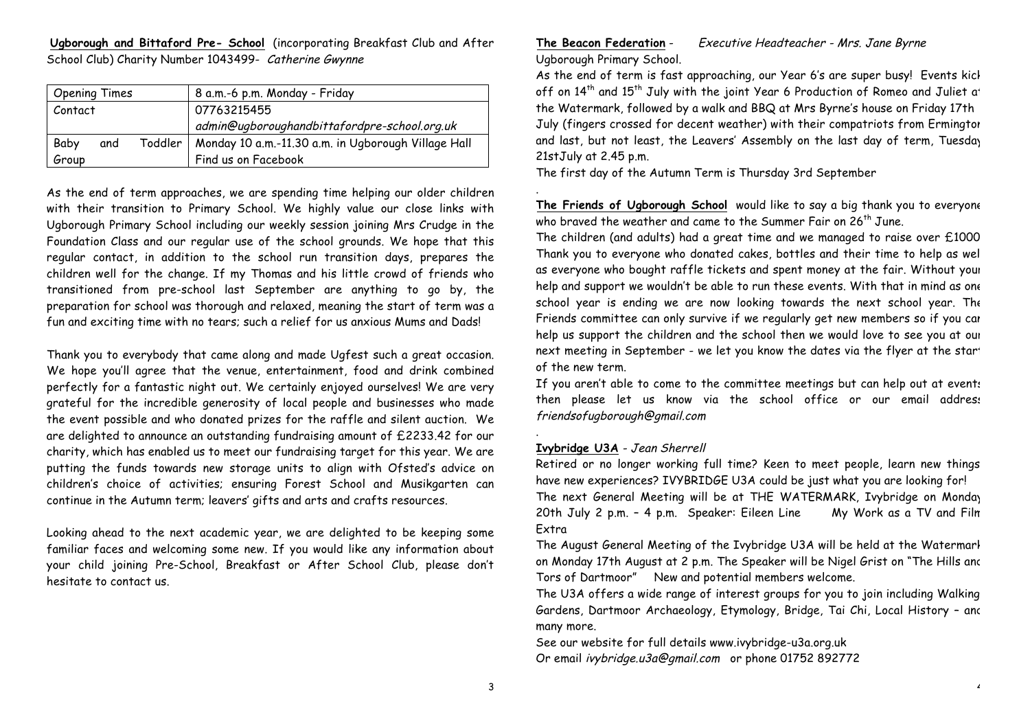**Ugborough and Bittaford Pre- School** (incorporating Breakfast Club and After School Club) Charity Number 1043499- *Catherine Gwynne*

| Opening Times | 8 a.m.-6 p.m. Monday - Friday |
|---|---|
| Contact | 07763215455 *admin@ugboroughandbittafordpre-school.org.uk* |
| Baby and Toddler Group | Monday 10 a.m.-11.30 a.m. in Ugborough Village Hall Find us on Facebook |

As the end of term approaches, we are spending time helping our older children with their transition to Primary School. We highly value our close links with Ugborough Primary School including our weekly session joining Mrs Crudge in the Foundation Class and our regular use of the school grounds. We hope that this regular contact, in addition to the school run transition days, prepares the children well for the change. If my Thomas and his little crowd of friends who transitioned from pre-school last September are anything to go by, the preparation for school was thorough and relaxed, meaning the start of term was a fun and exciting time with no tears; such a relief for us anxious Mums and Dads!

Thank you to everybody that came along and made Ugfest such a great occasion. We hope you'll agree that the venue, entertainment, food and drink combined perfectly for a fantastic night out. We certainly enjoyed ourselves! We are very grateful for the incredible generosity of local people and businesses who made the event possible and who donated prizes for the raffle and silent auction. We are delighted to announce an outstanding fundraising amount of £2233.42 for our charity, which has enabled us to meet our fundraising target for this year. We are putting the funds towards new storage units to align with Ofsted's advice on children's choice of activities; ensuring Forest School and Musikgarten can continue in the Autumn term; leavers' gifts and arts and crafts resources.

Looking ahead to the next academic year, we are delighted to be keeping some familiar faces and welcoming some new. If you would like any information about your child joining Pre-School, Breakfast or After School Club, please don't hesitate to contact us.

**The Beacon Federation** - *Executive Headteacher - Mrs. Jane Byrne*
Ugborough Primary School.

As the end of term is fast approaching, our Year 6's are super busy! Events kick off on 14th and 15th July with the joint Year 6 Production of Romeo and Juliet at the Watermark, followed by a walk and BBQ at Mrs Byrne's house on Friday 17th July (fingers crossed for decent weather) with their compatriots from Ermington and last, but not least, the Leavers' Assembly on the last day of term, Tuesday 21stJuly at 2.45 p.m.

The first day of the Autumn Term is Thursday 3rd September

**The Friends of Ugborough School** would like to say a big thank you to everyone who braved the weather and came to the Summer Fair on 26th June.

The children (and adults) had a great time and we managed to raise over £1000. Thank you to everyone who donated cakes, bottles and their time to help as well as everyone who bought raffle tickets and spent money at the fair. Without your help and support we wouldn't be able to run these events. With that in mind as one school year is ending we are now looking towards the next school year. The Friends committee can only survive if we regularly get new members so if you can help us support the children and the school then we would love to see you at our next meeting in September - we let you know the dates via the flyer at the start of the new term.

If you aren't able to come to the committee meetings but can help out at events then please let us know via the school office or our email address *friendsofugborough@gmail.com*

**Ivybridge U3A** - *Jean Sherrell*

Retired or no longer working full time? Keen to meet people, learn new things, have new experiences? IVYBRIDGE U3A could be just what you are looking for!

The next General Meeting will be at THE WATERMARK, Ivybridge on Monday 20th July 2 p.m. – 4 p.m. Speaker: Eileen Line My Work as a TV and Film Extra

The August General Meeting of the Ivybridge U3A will be held at the Watermark on Monday 17th August at 2 p.m. The Speaker will be Nigel Grist on "The Hills and Tors of Dartmoor" New and potential members welcome.

The U3A offers a wide range of interest groups for you to join including Walking, Gardens, Dartmoor Archaeology, Etymology, Bridge, Tai Chi, Local History – and many more.

See our website for full details www.ivybridge-u3a.org.uk
Or email *ivybridge.u3a@gmail.com* or phone 01752 892772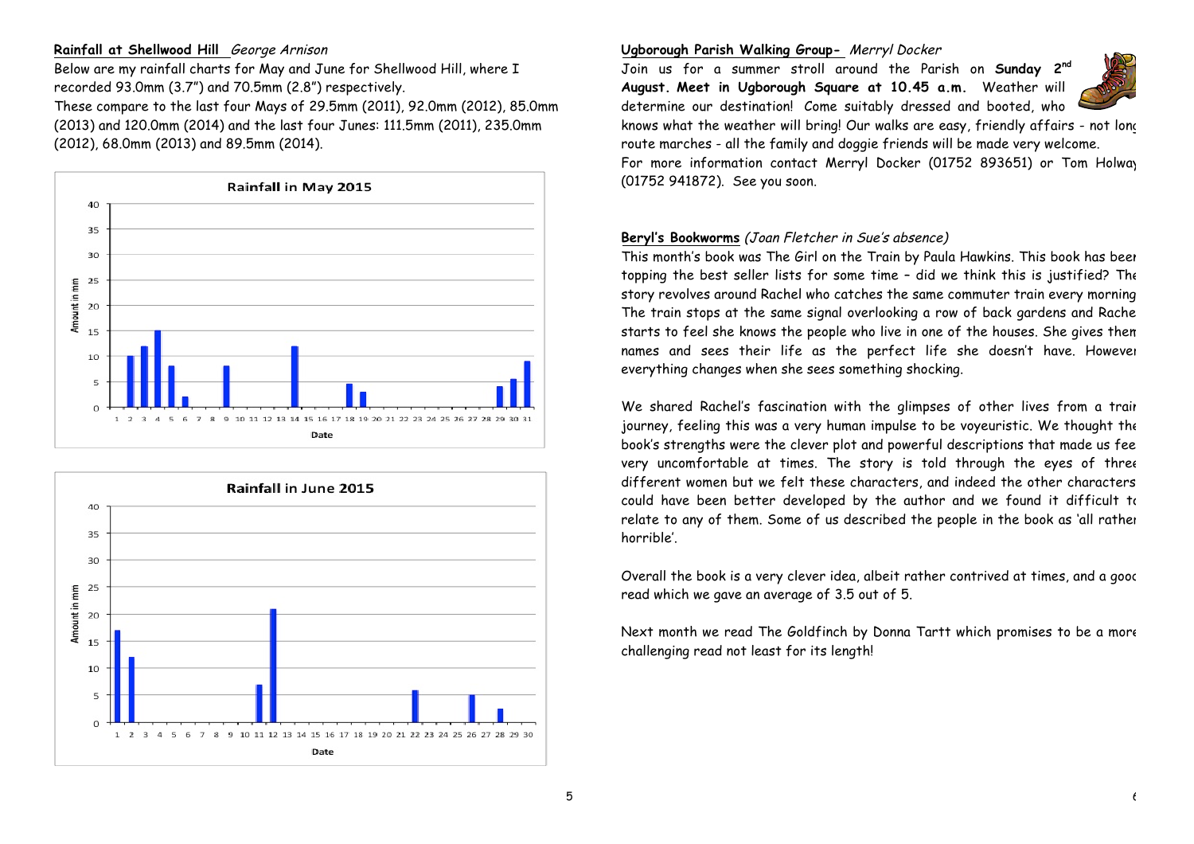## Rainfall at Shellwood Hill *George Arnison*

Below are my rainfall charts for May and June for Shellwood Hill, where I recorded 93.0mm (3.7") and 70.5mm (2.8") respectively.

These compare to the last four Mays of 29.5mm (2011), 92.0mm (2012), 85.0mm (2013) and 120.0mm (2014) and the last four Junes: 111.5mm (2011), 235.0mm (2012), 68.0mm (2013) and 89.5mm (2014).

**Rainfall in May 2015**

**Rainfall in June 2015**

## Ugborough Parish Walking Group- *Merryl Docker*

Join us for a summer stroll around the Parish on **Sunday 2nd August. Meet in Ugborough Square at 10.45 a.m.** Weather will determine our destination! Come suitably dressed and booted, who knows what the weather will bring! Our walks are easy, friendly affairs - not long route marches - all the family and doggie friends will be made very welcome.

For more information contact Merryl Docker (01752 893651) or Tom Holway (01752 941872). See you soon.

## Beryl's Bookworms *(Joan Fletcher in Sue's absence)*

This month's book was The Girl on the Train by Paula Hawkins. This book has been topping the best seller lists for some time – did we think this is justified? The story revolves around Rachel who catches the same commuter train every morning. The train stops at the same signal overlooking a row of back gardens and Rachel starts to feel she knows the people who live in one of the houses. She gives them names and sees their life as the perfect life she doesn't have. However everything changes when she sees something shocking.

We shared Rachel's fascination with the glimpses of other lives from a train journey, feeling this was a very human impulse to be voyeuristic. We thought the book's strengths were the clever plot and powerful descriptions that made us feel very uncomfortable at times. The story is told through the eyes of three different women but we felt these characters, and indeed the other characters could have been better developed by the author and we found it difficult to relate to any of them. Some of us described the people in the book as 'all rather horrible'.

Overall the book is a very clever idea, albeit rather contrived at times, and a good read which we gave an average of 3.5 out of 5.

Next month we read The Goldfinch by Donna Tartt which promises to be a more challenging read not least for its length!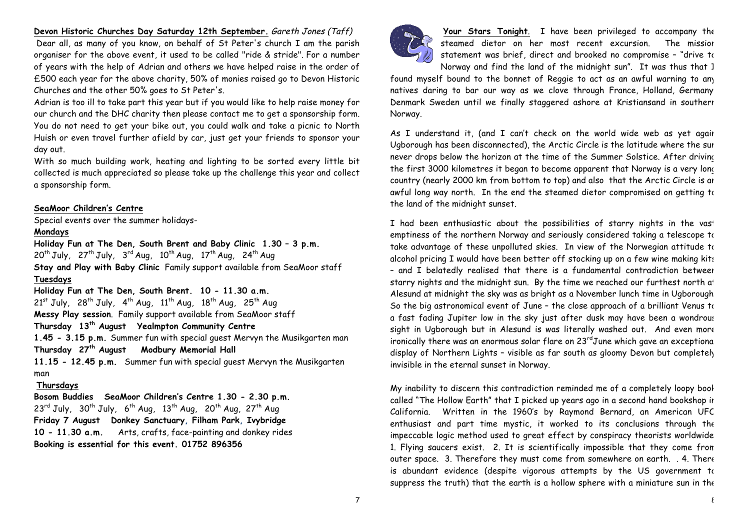**Devon Historic Churches Day Saturday 12th September.** *Gareth Jones (Taff)*

Dear all, as many of you know, on behalf of St Peter's church I am the parish organiser for the above event, it used to be called "ride & stride". For a number of years with the help of Adrian and others we have helped raise in the order of £500 each year for the above charity, 50% of monies raised go to Devon Historic Churches and the other 50% goes to St Peter's.

Adrian is too ill to take part this year but if you would like to help raise money for our church and the DHC charity then please contact me to get a sponsorship form. You do not need to get your bike out, you could walk and take a picnic to North Huish or even travel further afield by car, just get your friends to sponsor your day out.

With so much building work, heating and lighting to be sorted every little bit collected is much appreciated so please take up the challenge this year and collect a sponsorship form.

**SeaMoor Children's Centre**

Special events over the summer holidays-

**Mondays**

**Holiday Fun at The Den, South Brent and Baby Clinic 1.30 – 3 p.m.**
20th July, 27th July, 3rd Aug, 10th Aug, 17th Aug, 24th Aug
**Stay and Play with Baby Clinic** Family support available from SeaMoor staff

**Tuesdays**

**Holiday Fun at The Den, South Brent. 10 - 11.30 a.m.**
21st July, 28th July, 4th Aug, 11th Aug, 18th Aug, 25th Aug
**Messy Play session**. Family support available from SeaMoor staff

**Thursday 13th August Yealmpton Community Centre**
**1.45 - 3.15 p.m.** Summer fun with special guest Mervyn the Musikgarten man

**Thursday 27th August Modbury Memorial Hall**
**11.15 - 12.45 p.m.** Summer fun with special guest Mervyn the Musikgarten man

**Thursdays**

**Bosom Buddies SeaMoor Children's Centre 1.30 - 2.30 p.m.**
23rd July, 30th July, 6th Aug, 13th Aug, 20th Aug, 27th Aug

**Friday 7 August Donkey Sanctuary, Filham Park, Ivybridge**
**10 - 11.30 a.m.** Arts, crafts, face-painting and donkey rides
**Booking is essential for this event. 01752 896356**

**Your Stars Tonight**. I have been privileged to accompany the steamed dietor on her most recent excursion. The mission statement was brief, direct and brooked no compromise – "drive to Norway and find the land of the midnight sun". It was thus that I found myself bound to the bonnet of Reggie to act as an awful warning to any natives daring to bar our way as we clove through France, Holland, Germany Denmark Sweden until we finally staggered ashore at Kristiansand in southern Norway.

As I understand it, (and I can't check on the world wide web as yet again Ugborough has been disconnected), the Arctic Circle is the latitude where the sun never drops below the horizon at the time of the Summer Solstice. After driving the first 3000 kilometres it began to become apparent that Norway is a very long country (nearly 2000 km from bottom to top) and also that the Arctic Circle is an awful long way north. In the end the steamed dietor compromised on getting to the land of the midnight sunset.

I had been enthusiastic about the possibilities of starry nights in the vast emptiness of the northern Norway and seriously considered taking a telescope to take advantage of these unpolluted skies. In view of the Norwegian attitude to alcohol pricing I would have been better off stocking up on a few wine making kits – and I belatedly realised that there is a fundamental contradiction between starry nights and the midnight sun. By the time we reached our furthest north at Alesund at midnight the sky was as bright as a November lunch time in Ugborough. So the big astronomical event of June – the close approach of a brilliant Venus to a fast fading Jupiter low in the sky just after dusk may have been a wondrous sight in Ugborough but in Alesund is was literally washed out. And even more ironically there was an enormous solar flare on 23rd June which gave an exceptional display of Northern Lights – visible as far south as gloomy Devon but completely invisible in the eternal sunset in Norway.

My inability to discern this contradiction reminded me of a completely loopy book called "The Hollow Earth" that I picked up years ago in a second hand bookshop in California. Written in the 1960's by Raymond Bernard, an American UFO enthusiast and part time mystic, it worked to its conclusions through the impeccable logic method used to great effect by conspiracy theorists worldwide. 1. Flying saucers exist. 2. It is scientifically impossible that they come from outer space. 3. Therefore they must come from somewhere on earth. . 4. There is abundant evidence (despite vigorous attempts by the US government to suppress the truth) that the earth is a hollow sphere with a miniature sun in the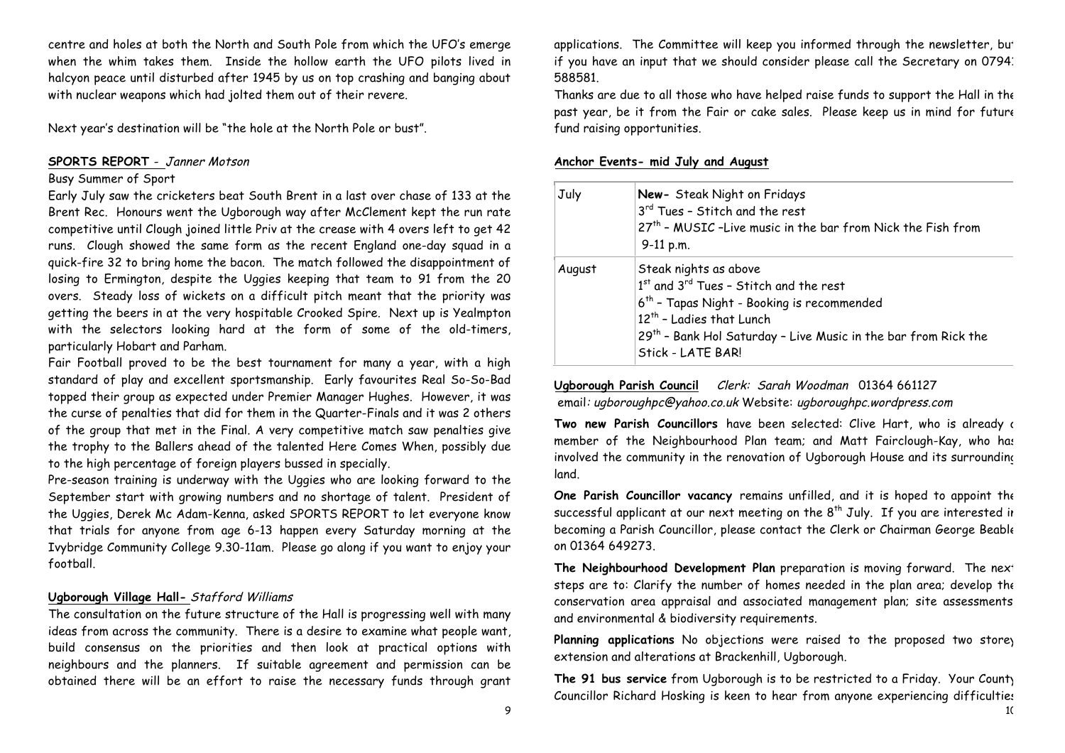centre and holes at both the North and South Pole from which the UFO's emerge when the whim takes them. Inside the hollow earth the UFO pilots lived in halcyon peace until disturbed after 1945 by us on top crashing and banging about with nuclear weapons which had jolted them out of their revere.

Next year's destination will be "the hole at the North Pole or bust".

**SPORTS REPORT** - *Janner Motson*

Busy Summer of Sport

Early July saw the cricketers beat South Brent in a last over chase of 133 at the Brent Rec. Honours went the Ugborough way after McClement kept the run rate competitive until Clough joined little Priv at the crease with 4 overs left to get 42 runs. Clough showed the same form as the recent England one-day squad in a quick-fire 32 to bring home the bacon. The match followed the disappointment of losing to Ermington, despite the Uggies keeping that team to 91 from the 20 overs. Steady loss of wickets on a difficult pitch meant that the priority was getting the beers in at the very hospitable Crooked Spire. Next up is Yealmpton with the selectors looking hard at the form of some of the old-timers, particularly Hobart and Parham.

Fair Football proved to be the best tournament for many a year, with a high standard of play and excellent sportsmanship. Early favourites Real So-So-Bad topped their group as expected under Premier Manager Hughes. However, it was the curse of penalties that did for them in the Quarter-Finals and it was 2 others of the group that met in the Final. A very competitive match saw penalties give the trophy to the Ballers ahead of the talented Here Comes When, possibly due to the high percentage of foreign players bussed in specially.

Pre-season training is underway with the Uggies who are looking forward to the September start with growing numbers and no shortage of talent. President of the Uggies, Derek Mc Adam-Kenna, asked SPORTS REPORT to let everyone know that trials for anyone from age 6-13 happen every Saturday morning at the Ivybridge Community College 9.30-11am. Please go along if you want to enjoy your football.

**Ugborough Village Hall-** *Stafford Williams*

The consultation on the future structure of the Hall is progressing well with many ideas from across the community. There is a desire to examine what people want, build consensus on the priorities and then look at practical options with neighbours and the planners. If suitable agreement and permission can be obtained there will be an effort to raise the necessary funds through grant applications. The Committee will keep you informed through the newsletter, but if you have an input that we should consider please call the Secretary on 07941 588581.

Thanks are due to all those who have helped raise funds to support the Hall in the past year, be it from the Fair or cake sales. Please keep us in mind for future fund raising opportunities.

**Anchor Events- mid July and August**

| | |
|---|---|
| July | **New-** Steak Night on Fridays<br>3rd Tues – Stitch and the rest<br>27th – MUSIC –Live music in the bar from Nick the Fish from 9-11 p.m. |
| August | Steak nights as above<br>1st and 3rd Tues – Stitch and the rest<br>6th – Tapas Night - Booking is recommended<br>12th – Ladies that Lunch<br>29th – Bank Hol Saturday – Live Music in the bar from Rick the Stick - LATE BAR! |

**Ugborough Parish Council** *Clerk: Sarah Woodman* 01364 661127
email*: ugboroughpc@yahoo.co.uk* Website: *ugboroughpc.wordpress.com*

**Two new Parish Councillors** have been selected: Clive Hart, who is already a member of the Neighbourhood Plan team; and Matt Fairclough-Kay, who has involved the community in the renovation of Ugborough House and its surrounding land.

**One Parish Councillor vacancy** remains unfilled, and it is hoped to appoint the successful applicant at our next meeting on the 8th July. If you are interested in becoming a Parish Councillor, please contact the Clerk or Chairman George Beable on 01364 649273.

**The Neighbourhood Development Plan** preparation is moving forward. The next steps are to: Clarify the number of homes needed in the plan area; develop the conservation area appraisal and associated management plan; site assessments and environmental & biodiversity requirements.

**Planning applications** No objections were raised to the proposed two storey extension and alterations at Brackenhill, Ugborough.

**The 91 bus service** from Ugborough is to be restricted to a Friday. Your County Councillor Richard Hosking is keen to hear from anyone experiencing difficulties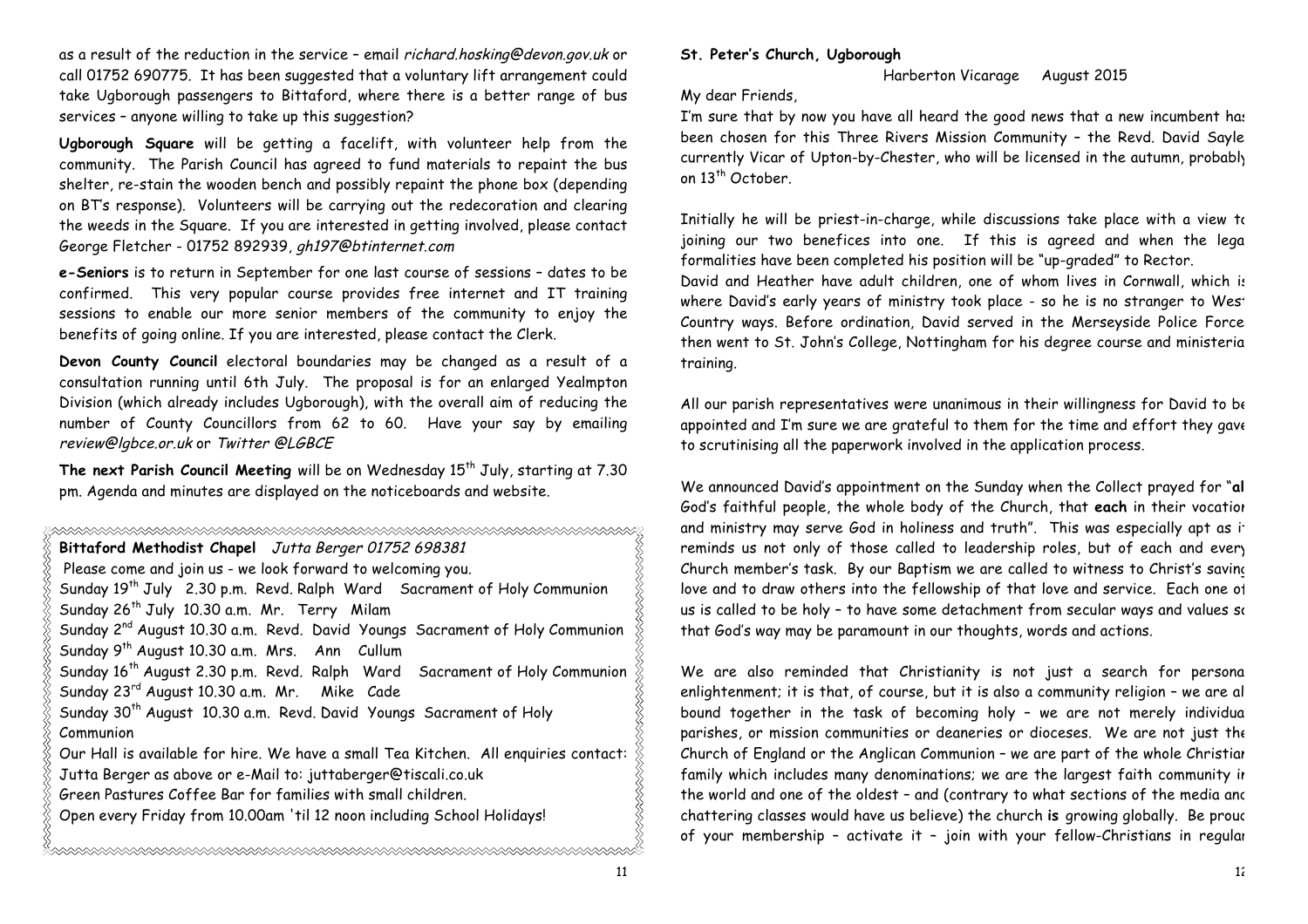as a result of the reduction in the service – email *richard.hosking@devon.gov.uk* or call 01752 690775. It has been suggested that a voluntary lift arrangement could take Ugborough passengers to Bittaford, where there is a better range of bus services – anyone willing to take up this suggestion?

**Ugborough Square** will be getting a facelift, with volunteer help from the community. The Parish Council has agreed to fund materials to repaint the bus shelter, re-stain the wooden bench and possibly repaint the phone box (depending on BT's response). Volunteers will be carrying out the redecoration and clearing the weeds in the Square. If you are interested in getting involved, please contact George Fletcher - 01752 892939, *gh197@btinternet.com*

**e-Seniors** is to return in September for one last course of sessions – dates to be confirmed. This very popular course provides free internet and IT training sessions to enable our more senior members of the community to enjoy the benefits of going online. If you are interested, please contact the Clerk.

**Devon County Council** electoral boundaries may be changed as a result of a consultation running until 6th July. The proposal is for an enlarged Yealmpton Division (which already includes Ugborough), with the overall aim of reducing the number of County Councillors from 62 to 60. Have your say by emailing *review@lgbce.or.uk* or *Twitter @LGBCE*

**The next Parish Council Meeting** will be on Wednesday 15th July, starting at 7.30 pm. Agenda and minutes are displayed on the noticeboards and website.

**Bittaford Methodist Chapel** *Jutta Berger 01752 698381*

Please come and join us - we look forward to welcoming you.

Sunday 19th July 2.30 p.m. Revd. Ralph Ward Sacrament of Holy Communion
Sunday 26th July 10.30 a.m. Mr. Terry Milam
Sunday 2nd August 10.30 a.m. Revd. David Youngs Sacrament of Holy Communion
Sunday 9th August 10.30 a.m. Mrs. Ann Cullum
Sunday 16th August 2.30 p.m. Revd. Ralph Ward Sacrament of Holy Communion
Sunday 23rd August 10.30 a.m. Mr. Mike Cade
Sunday 30th August 10.30 a.m. Revd. David Youngs Sacrament of Holy Communion

Our Hall is available for hire. We have a small Tea Kitchen. All enquiries contact: Jutta Berger as above or e-Mail to: juttaberger@tiscali.co.uk
Green Pastures Coffee Bar for families with small children.
Open every Friday from 10.00am 'til 12 noon including School Holidays!

**St. Peter's Church, Ugborough**

Harberton Vicarage August 2015

My dear Friends,

I'm sure that by now you have all heard the good news that a new incumbent has been chosen for this Three Rivers Mission Community – the Revd. David Sayle currently Vicar of Upton-by-Chester, who will be licensed in the autumn, probably on 13th October.

Initially he will be priest-in-charge, while discussions take place with a view to joining our two benefices into one. If this is agreed and when the legal formalities have been completed his position will be "up-graded" to Rector. David and Heather have adult children, one of whom lives in Cornwall, which is where David's early years of ministry took place - so he is no stranger to West Country ways. Before ordination, David served in the Merseyside Police Force then went to St. John's College, Nottingham for his degree course and ministerial training.

All our parish representatives were unanimous in their willingness for David to be appointed and I'm sure we are grateful to them for the time and effort they gave to scrutinising all the paperwork involved in the application process.

We announced David's appointment on the Sunday when the Collect prayed for "**all** God's faithful people, the whole body of the Church, that **each** in their vocation and ministry may serve God in holiness and truth". This was especially apt as it reminds us not only of those called to leadership roles, but of each and every Church member's task. By our Baptism we are called to witness to Christ's saving love and to draw others into the fellowship of that love and service. Each one of us is called to be holy – to have some detachment from secular ways and values so that God's way may be paramount in our thoughts, words and actions.

We are also reminded that Christianity is not just a search for personal enlightenment; it is that, of course, but it is also a community religion – we are all bound together in the task of becoming holy – we are not merely individual parishes, or mission communities or deaneries or dioceses. We are not just the Church of England or the Anglican Communion – we are part of the whole Christian family which includes many denominations; we are the largest faith community in the world and one of the oldest – and (contrary to what sections of the media and chattering classes would have us believe) the church **is** growing globally. Be proud of your membership – activate it – join with your fellow-Christians in regular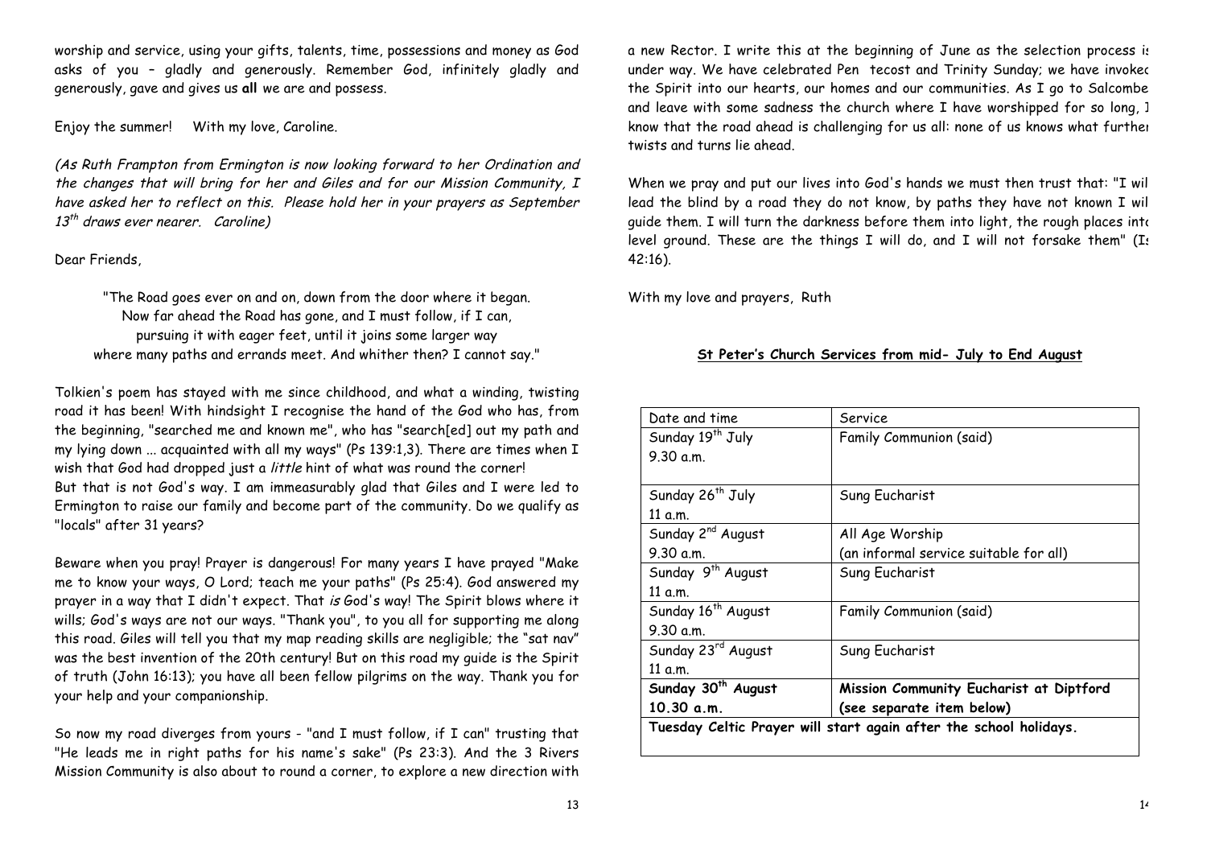worship and service, using your gifts, talents, time, possessions and money as God asks of you – gladly and generously. Remember God, infinitely gladly and generously, gave and gives us **all** we are and possess.

Enjoy the summer!     With my love, Caroline.

*(As Ruth Frampton from Ermington is now looking forward to her Ordination and the changes that will bring for her and Giles and for our Mission Community, I have asked her to reflect on this. Please hold her in your prayers as September 13th draws ever nearer. Caroline)*

Dear Friends,

"The Road goes ever on and on, down from the door where it began.
Now far ahead the Road has gone, and I must follow, if I can,
pursuing it with eager feet, until it joins some larger way
where many paths and errands meet. And whither then? I cannot say."

Tolkien's poem has stayed with me since childhood, and what a winding, twisting road it has been! With hindsight I recognise the hand of the God who has, from the beginning, "searched me and known me", who has "search[ed] out my path and my lying down ... acquainted with all my ways" (Ps 139:1,3). There are times when I wish that God had dropped just a *little* hint of what was round the corner!
But that is not God's way. I am immeasurably glad that Giles and I were led to Ermington to raise our family and become part of the community. Do we qualify as "locals" after 31 years?

Beware when you pray! Prayer is dangerous! For many years I have prayed "Make me to know your ways, O Lord; teach me your paths" (Ps 25:4). God answered my prayer in a way that I didn't expect. That *is* God's way! The Spirit blows where it wills; God's ways are not our ways. "Thank you", to you all for supporting me along this road. Giles will tell you that my map reading skills are negligible; the "sat nav" was the best invention of the 20th century! But on this road my guide is the Spirit of truth (John 16:13); you have all been fellow pilgrims on the way. Thank you for your help and your companionship.

So now my road diverges from yours - "and I must follow, if I can" trusting that "He leads me in right paths for his name's sake" (Ps 23:3). And the 3 Rivers Mission Community is also about to round a corner, to explore a new direction with a new Rector. I write this at the beginning of June as the selection process is under way. We have celebrated Pen tecost and Trinity Sunday; we have invoked the Spirit into our hearts, our homes and our communities. As I go to Salcombe and leave with some sadness the church where I have worshipped for so long, I know that the road ahead is challenging for us all: none of us knows what further twists and turns lie ahead.

When we pray and put our lives into God's hands we must then trust that: "I will lead the blind by a road they do not know, by paths they have not known I will guide them. I will turn the darkness before them into light, the rough places into level ground. These are the things I will do, and I will not forsake them" (Is 42:16).

With my love and prayers, Ruth

**St Peter's Church Services from mid- July to End August**

| Date and time | Service |
|---|---|
| Sunday 19th July<br>9.30 a.m. | Family Communion (said) |
| Sunday 26th July<br>11 a.m. | Sung Eucharist |
| Sunday 2nd August<br>9.30 a.m. | All Age Worship<br>(an informal service suitable for all) |
| Sunday 9th August<br>11 a.m. | Sung Eucharist |
| Sunday 16th August<br>9.30 a.m. | Family Communion (said) |
| Sunday 23rd August<br>11 a.m. | Sung Eucharist |
| **Sunday 30th August<br>10.30 a.m.** | **Mission Community Eucharist at Diptford<br>(see separate item below)** |
| **Tuesday Celtic Prayer will start again after the school holidays.** | |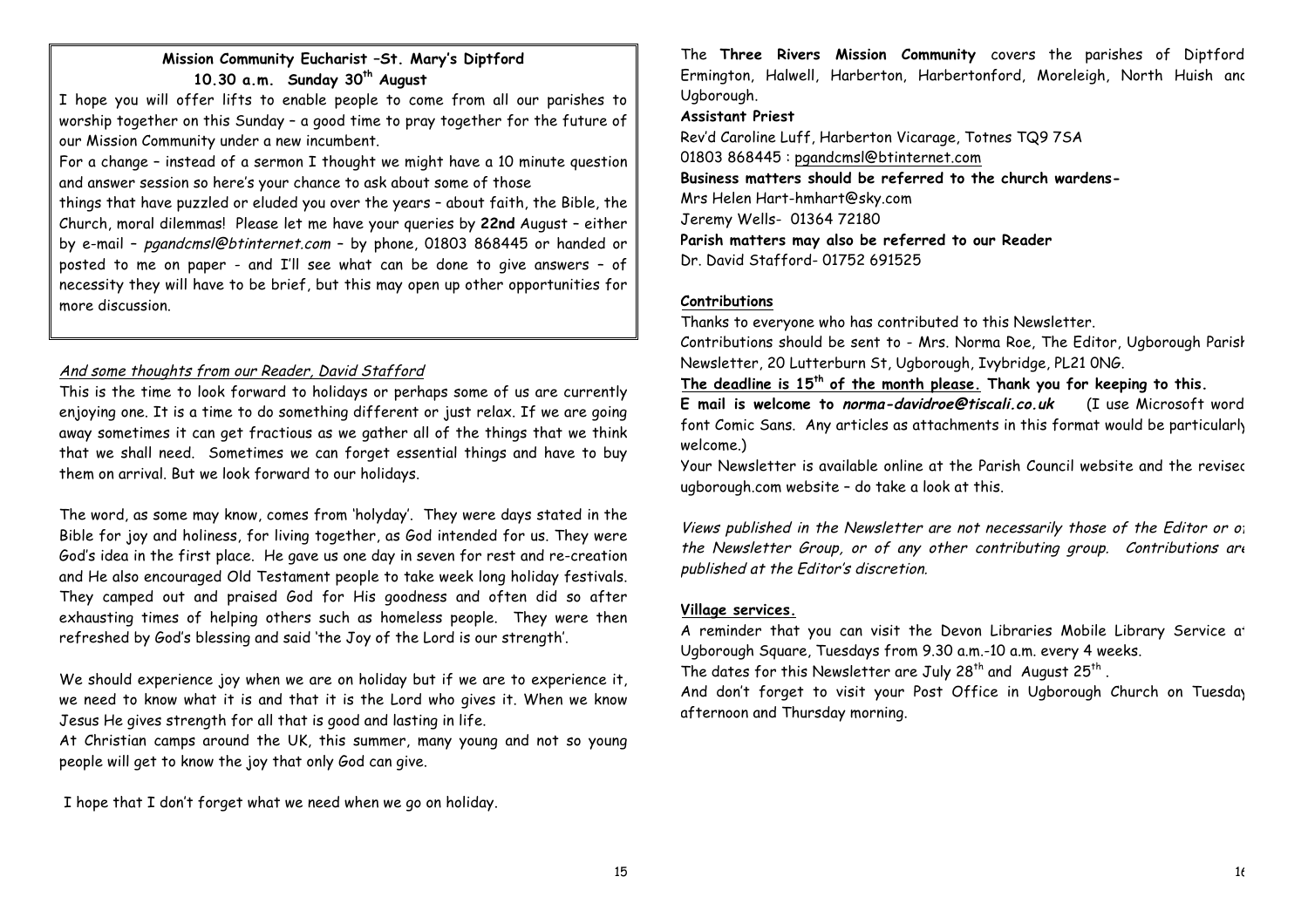**Mission Community Eucharist –St. Mary's Diptford**
**10.30 a.m. Sunday 30th August**

I hope you will offer lifts to enable people to come from all our parishes to worship together on this Sunday – a good time to pray together for the future of our Mission Community under a new incumbent.

For a change – instead of a sermon I thought we might have a 10 minute question and answer session so here's your chance to ask about some of those things that have puzzled or eluded you over the years – about faith, the Bible, the Church, moral dilemmas! Please let me have your queries by **22nd** August – either by e-mail – *pgandcmsl@btinternet.com* – by phone, 01803 868445 or handed or posted to me on paper - and I'll see what can be done to give answers – of necessity they will have to be brief, but this may open up other opportunities for more discussion.

*And some thoughts from our Reader, David Stafford*

This is the time to look forward to holidays or perhaps some of us are currently enjoying one. It is a time to do something different or just relax. If we are going away sometimes it can get fractious as we gather all of the things that we think that we shall need. Sometimes we can forget essential things and have to buy them on arrival. But we look forward to our holidays.

The word, as some may know, comes from 'holyday'. They were days stated in the Bible for joy and holiness, for living together, as God intended for us. They were God's idea in the first place. He gave us one day in seven for rest and re-creation and He also encouraged Old Testament people to take week long holiday festivals. They camped out and praised God for His goodness and often did so after exhausting times of helping others such as homeless people. They were then refreshed by God's blessing and said 'the Joy of the Lord is our strength'.

We should experience joy when we are on holiday but if we are to experience it, we need to know what it is and that it is the Lord who gives it. When we know Jesus He gives strength for all that is good and lasting in life.

At Christian camps around the UK, this summer, many young and not so young people will get to know the joy that only God can give.

I hope that I don't forget what we need when we go on holiday.

The **Three Rivers Mission Community** covers the parishes of Diptford Ermington, Halwell, Harberton, Harbertonford, Moreleigh, North Huish and Ugborough.

**Assistant Priest**

Rev'd Caroline Luff, Harberton Vicarage, Totnes TQ9 7SA
01803 868445 : pgandcmsl@btinternet.com

**Business matters should be referred to the church wardens-**

Mrs Helen Hart-hmhart@sky.com
Jeremy Wells- 01364 72180

**Parish matters may also be referred to our Reader**

Dr. David Stafford- 01752 691525

**Contributions**

Thanks to everyone who has contributed to this Newsletter.

Contributions should be sent to - Mrs. Norma Roe, The Editor, Ugborough Parish Newsletter, 20 Lutterburn St, Ugborough, Ivybridge, PL21 0NG.

**The deadline is 15th of the month please. Thank you for keeping to this.**

**E mail is welcome to *norma-davidroe@tiscali.co.uk*** (I use Microsoft word font Comic Sans. Any articles as attachments in this format would be particularly welcome.)

Your Newsletter is available online at the Parish Council website and the revised ugborough.com website – do take a look at this.

*Views published in the Newsletter are not necessarily those of the Editor or of the Newsletter Group, or of any other contributing group. Contributions are published at the Editor's discretion.*

**Village services.**

A reminder that you can visit the Devon Libraries Mobile Library Service at Ugborough Square, Tuesdays from 9.30 a.m.-10 a.m. every 4 weeks.

The dates for this Newsletter are July 28th and August 25th.

And don't forget to visit your Post Office in Ugborough Church on Tuesday afternoon and Thursday morning.